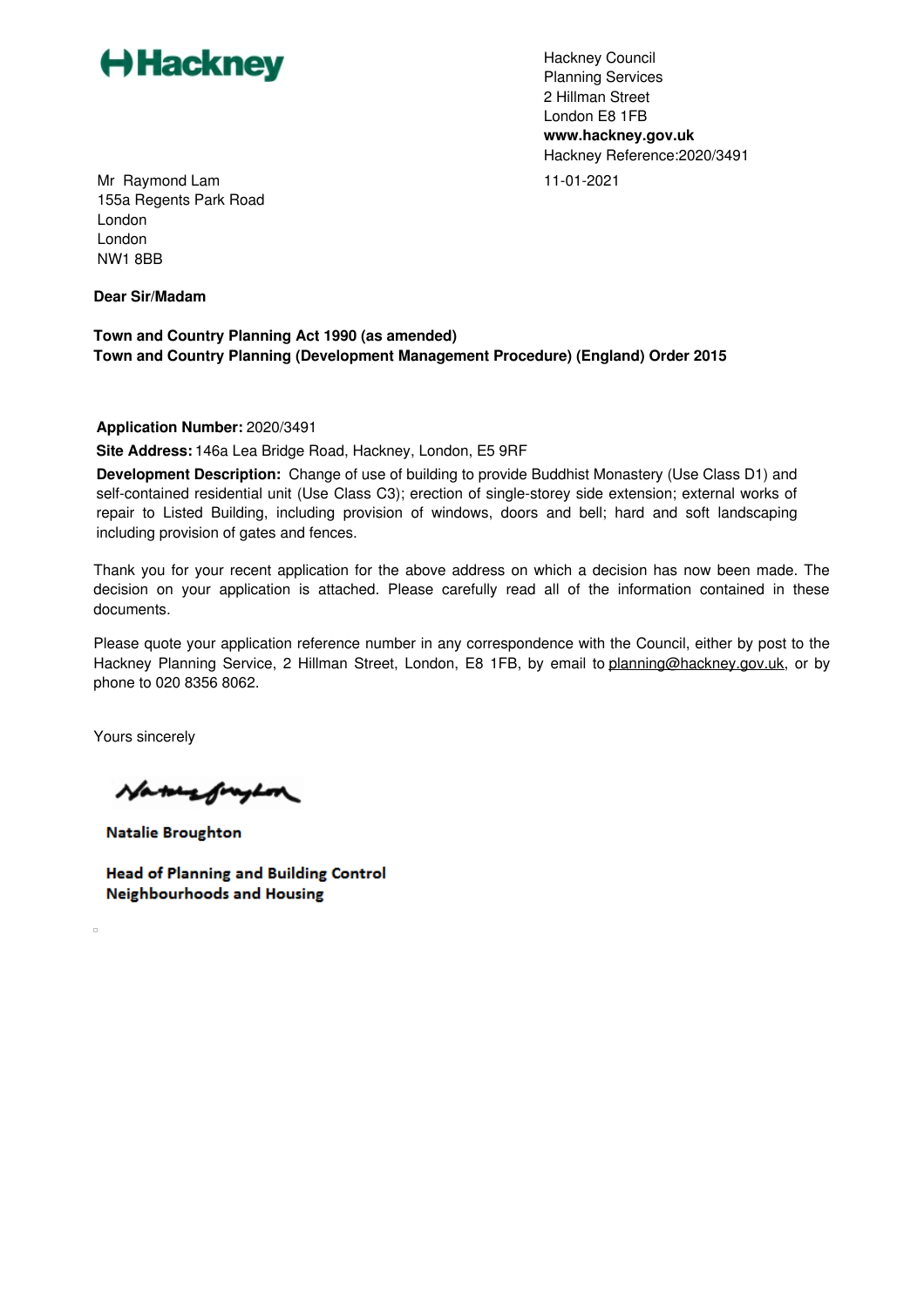# Hackney

Hackney Council
Planning Services
2 Hillman Street
London E8 1FB
**www.hackney.gov.uk**
Hackney Reference:2020/3491

11-01-2021

Mr Raymond Lam
155a Regents Park Road
London
London
NW1 8BB

**Dear Sir/Madam**

**Town and Country Planning Act 1990 (as amended)**
**Town and Country Planning (Development Management Procedure) (England) Order 2015**

**Application Number:** 2020/3491

**Site Address:** 146a Lea Bridge Road, Hackney, London, E5 9RF

**Development Description:** Change of use of building to provide Buddhist Monastery (Use Class D1) and self-contained residential unit (Use Class C3); erection of single-storey side extension; external works of repair to Listed Building, including provision of windows, doors and bell; hard and soft landscaping including provision of gates and fences.

Thank you for your recent application for the above address on which a decision has now been made. The decision on your application is attached. Please carefully read all of the information contained in these documents.

Please quote your application reference number in any correspondence with the Council, either by post to the Hackney Planning Service, 2 Hillman Street, London, E8 1FB, by email to planning@hackney.gov.uk, or by phone to 020 8356 8062.

Yours sincerely

**Natalie Broughton**

**Head of Planning and Building Control**
**Neighbourhoods and Housing**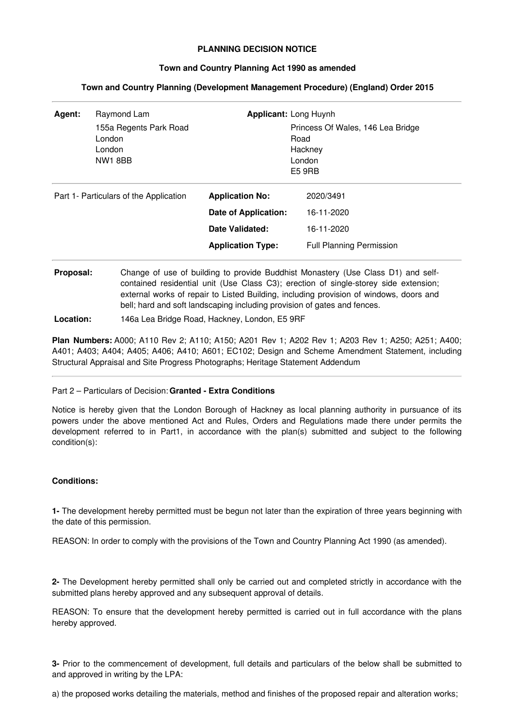**PLANNING DECISION NOTICE**

**Town and Country Planning Act 1990 as amended**

**Town and Country Planning (Development Management Procedure) (England) Order 2015**

| **Agent:** | Raymond Lam<br>155a Regents Park Road<br>London<br>London<br>NW1 8BB | **Applicant:** | Long Huynh<br>Princess Of Wales, 146 Lea Bridge Road<br>Hackney<br>London<br>E5 9RB |
|---|---|---|---|

| Part 1- Particulars of the Application | **Application No:** | 2020/3491 |
|---|---|---|
| | **Date of Application:** | 16-11-2020 |
| | **Date Validated:** | 16-11-2020 |
| | **Application Type:** | Full Planning Permission |

**Proposal:** Change of use of building to provide Buddhist Monastery (Use Class D1) and self-contained residential unit (Use Class C3); erection of single-storey side extension; external works of repair to Listed Building, including provision of windows, doors and bell; hard and soft landscaping including provision of gates and fences.

**Location:** 146a Lea Bridge Road, Hackney, London, E5 9RF

**Plan Numbers:** A000; A110 Rev 2; A110; A150; A201 Rev 1; A202 Rev 1; A203 Rev 1; A250; A251; A400; A401; A403; A404; A405; A406; A410; A601; EC102; Design and Scheme Amendment Statement, including Structural Appraisal and Site Progress Photographs; Heritage Statement Addendum

Part 2 – Particulars of Decision: **Granted - Extra Conditions**

Notice is hereby given that the London Borough of Hackney as local planning authority in pursuance of its powers under the above mentioned Act and Rules, Orders and Regulations made there under permits the development referred to in Part1, in accordance with the plan(s) submitted and subject to the following condition(s):

**Conditions:**

**1-** The development hereby permitted must be begun not later than the expiration of three years beginning with the date of this permission.

REASON: In order to comply with the provisions of the Town and Country Planning Act 1990 (as amended).

**2-** The Development hereby permitted shall only be carried out and completed strictly in accordance with the submitted plans hereby approved and any subsequent approval of details.

REASON: To ensure that the development hereby permitted is carried out in full accordance with the plans hereby approved.

**3-** Prior to the commencement of development, full details and particulars of the below shall be submitted to and approved in writing by the LPA:

a) the proposed works detailing the materials, method and finishes of the proposed repair and alteration works;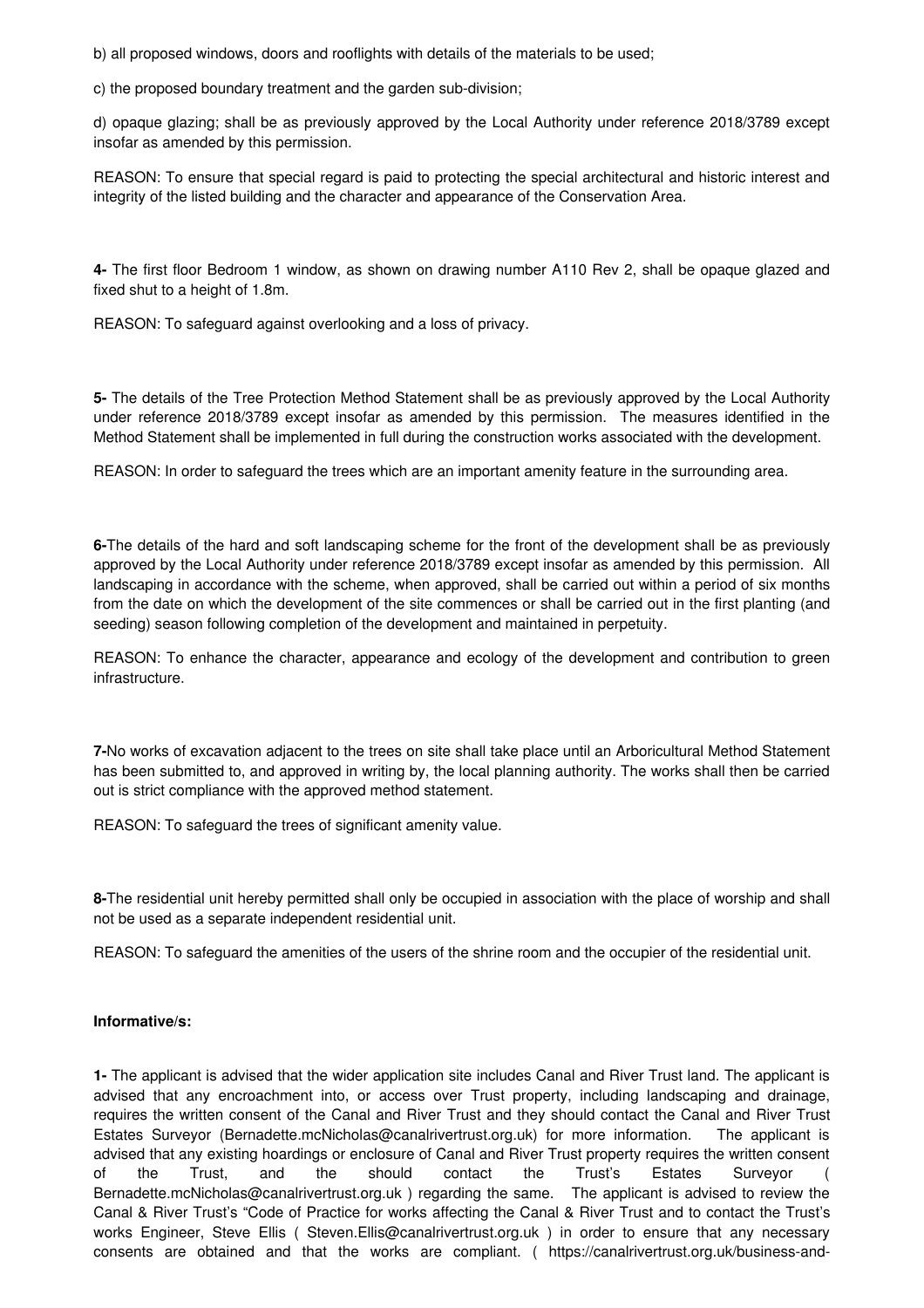b) all proposed windows, doors and rooflights with details of the materials to be used;

c) the proposed boundary treatment and the garden sub-division;

d) opaque glazing; shall be as previously approved by the Local Authority under reference 2018/3789 except insofar as amended by this permission.

REASON: To ensure that special regard is paid to protecting the special architectural and historic interest and integrity of the listed building and the character and appearance of the Conservation Area.

**4-** The first floor Bedroom 1 window, as shown on drawing number A110 Rev 2, shall be opaque glazed and fixed shut to a height of 1.8m.

REASON: To safeguard against overlooking and a loss of privacy.

**5-** The details of the Tree Protection Method Statement shall be as previously approved by the Local Authority under reference 2018/3789 except insofar as amended by this permission. The measures identified in the Method Statement shall be implemented in full during the construction works associated with the development.

REASON: In order to safeguard the trees which are an important amenity feature in the surrounding area.

**6-**The details of the hard and soft landscaping scheme for the front of the development shall be as previously approved by the Local Authority under reference 2018/3789 except insofar as amended by this permission. All landscaping in accordance with the scheme, when approved, shall be carried out within a period of six months from the date on which the development of the site commences or shall be carried out in the first planting (and seeding) season following completion of the development and maintained in perpetuity.

REASON: To enhance the character, appearance and ecology of the development and contribution to green infrastructure.

**7-**No works of excavation adjacent to the trees on site shall take place until an Arboricultural Method Statement has been submitted to, and approved in writing by, the local planning authority. The works shall then be carried out is strict compliance with the approved method statement.

REASON: To safeguard the trees of significant amenity value.

**8-**The residential unit hereby permitted shall only be occupied in association with the place of worship and shall not be used as a separate independent residential unit.

REASON: To safeguard the amenities of the users of the shrine room and the occupier of the residential unit.

**Informative/s:**

**1-** The applicant is advised that the wider application site includes Canal and River Trust land. The applicant is advised that any encroachment into, or access over Trust property, including landscaping and drainage, requires the written consent of the Canal and River Trust and they should contact the Canal and River Trust Estates Surveyor (Bernadette.mcNicholas@canalrivertrust.org.uk) for more information. The applicant is advised that any existing hoardings or enclosure of Canal and River Trust property requires the written consent of the Trust, and the should contact the Trust's Estates Surveyor ( Bernadette.mcNicholas@canalrivertrust.org.uk ) regarding the same. The applicant is advised to review the Canal & River Trust's "Code of Practice for works affecting the Canal & River Trust and to contact the Trust's works Engineer, Steve Ellis ( Steven.Ellis@canalrivertrust.org.uk ) in order to ensure that any necessary consents are obtained and that the works are compliant. ( https://canalrivertrust.org.uk/business-and-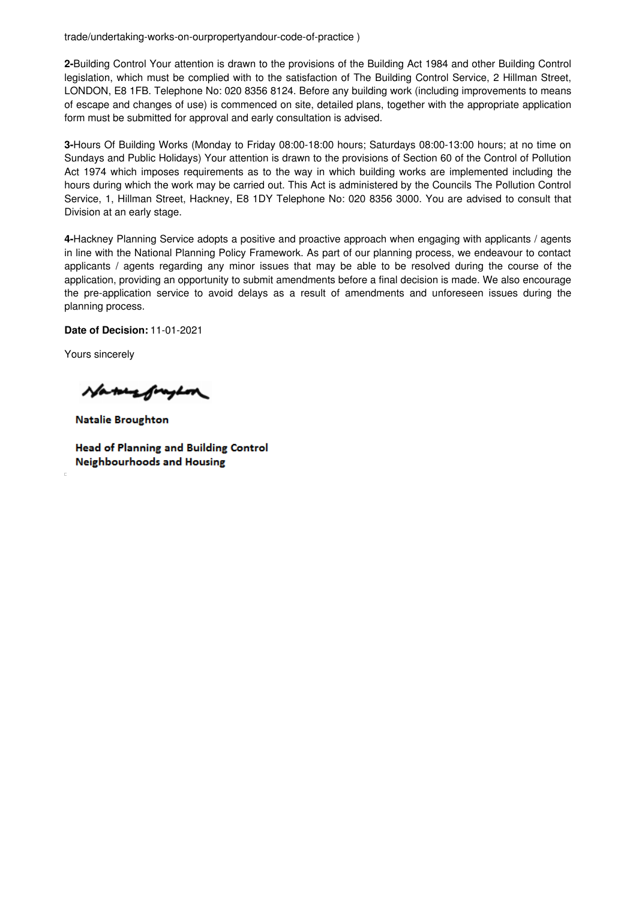trade/undertaking-works-on-ourpropertyandour-code-of-practice )

**2-**Building Control Your attention is drawn to the provisions of the Building Act 1984 and other Building Control legislation, which must be complied with to the satisfaction of The Building Control Service, 2 Hillman Street, LONDON, E8 1FB. Telephone No: 020 8356 8124. Before any building work (including improvements to means of escape and changes of use) is commenced on site, detailed plans, together with the appropriate application form must be submitted for approval and early consultation is advised.

**3-**Hours Of Building Works (Monday to Friday 08:00-18:00 hours; Saturdays 08:00-13:00 hours; at no time on Sundays and Public Holidays) Your attention is drawn to the provisions of Section 60 of the Control of Pollution Act 1974 which imposes requirements as to the way in which building works are implemented including the hours during which the work may be carried out. This Act is administered by the Councils The Pollution Control Service, 1, Hillman Street, Hackney, E8 1DY Telephone No: 020 8356 3000. You are advised to consult that Division at an early stage.

**4-**Hackney Planning Service adopts a positive and proactive approach when engaging with applicants / agents in line with the National Planning Policy Framework. As part of our planning process, we endeavour to contact applicants / agents regarding any minor issues that may be able to be resolved during the course of the application, providing an opportunity to submit amendments before a final decision is made. We also encourage the pre-application service to avoid delays as a result of amendments and unforeseen issues during the planning process.

**Date of Decision:** 11-01-2021

Yours sincerely

**Natalie Broughton**

**Head of Planning and Building Control**
**Neighbourhoods and Housing**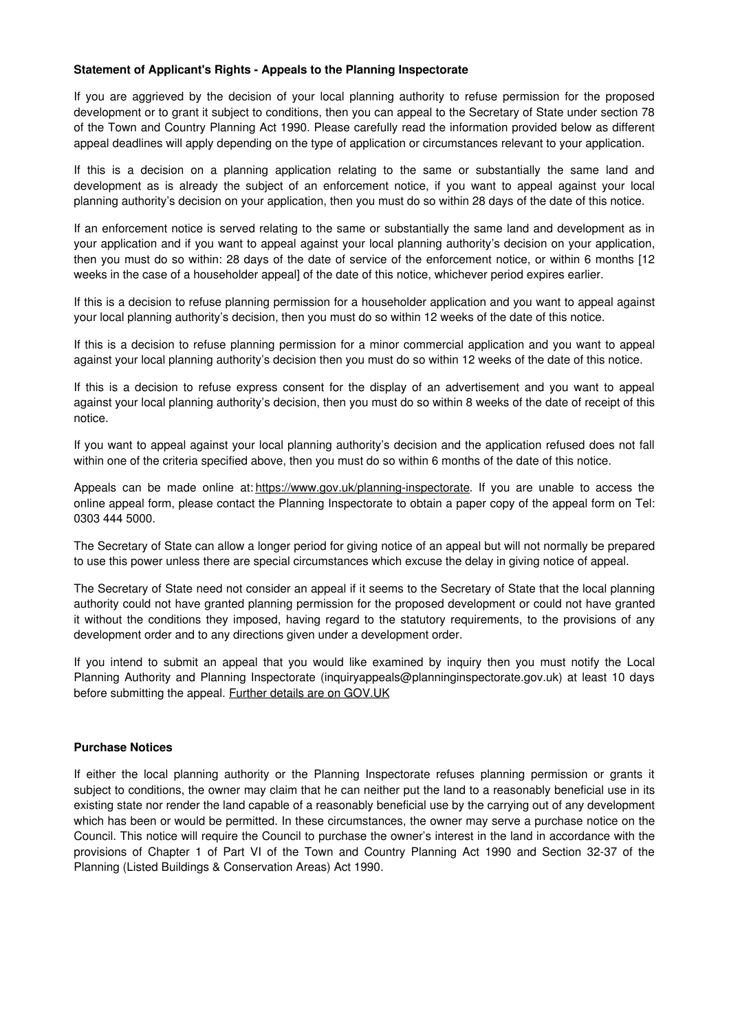**Statement of Applicant's Rights - Appeals to the Planning Inspectorate**

If you are aggrieved by the decision of your local planning authority to refuse permission for the proposed development or to grant it subject to conditions, then you can appeal to the Secretary of State under section 78 of the Town and Country Planning Act 1990. Please carefully read the information provided below as different appeal deadlines will apply depending on the type of application or circumstances relevant to your application.

If this is a decision on a planning application relating to the same or substantially the same land and development as is already the subject of an enforcement notice, if you want to appeal against your local planning authority's decision on your application, then you must do so within 28 days of the date of this notice.

If an enforcement notice is served relating to the same or substantially the same land and development as in your application and if you want to appeal against your local planning authority's decision on your application, then you must do so within: 28 days of the date of service of the enforcement notice, or within 6 months [12 weeks in the case of a householder appeal] of the date of this notice, whichever period expires earlier.

If this is a decision to refuse planning permission for a householder application and you want to appeal against your local planning authority's decision, then you must do so within 12 weeks of the date of this notice.

If this is a decision to refuse planning permission for a minor commercial application and you want to appeal against your local planning authority's decision then you must do so within 12 weeks of the date of this notice.

If this is a decision to refuse express consent for the display of an advertisement and you want to appeal against your local planning authority's decision, then you must do so within 8 weeks of the date of receipt of this notice.

If you want to appeal against your local planning authority's decision and the application refused does not fall within one of the criteria specified above, then you must do so within 6 months of the date of this notice.

Appeals can be made online at: https://www.gov.uk/planning-inspectorate. If you are unable to access the online appeal form, please contact the Planning Inspectorate to obtain a paper copy of the appeal form on Tel: 0303 444 5000.

The Secretary of State can allow a longer period for giving notice of an appeal but will not normally be prepared to use this power unless there are special circumstances which excuse the delay in giving notice of appeal.

The Secretary of State need not consider an appeal if it seems to the Secretary of State that the local planning authority could not have granted planning permission for the proposed development or could not have granted it without the conditions they imposed, having regard to the statutory requirements, to the provisions of any development order and to any directions given under a development order.

If you intend to submit an appeal that you would like examined by inquiry then you must notify the Local Planning Authority and Planning Inspectorate (inquiryappeals@planninginspectorate.gov.uk) at least 10 days before submitting the appeal. Further details are on GOV.UK

**Purchase Notices**

If either the local planning authority or the Planning Inspectorate refuses planning permission or grants it subject to conditions, the owner may claim that he can neither put the land to a reasonably beneficial use in its existing state nor render the land capable of a reasonably beneficial use by the carrying out of any development which has been or would be permitted. In these circumstances, the owner may serve a purchase notice on the Council. This notice will require the Council to purchase the owner's interest in the land in accordance with the provisions of Chapter 1 of Part VI of the Town and Country Planning Act 1990 and Section 32-37 of the Planning (Listed Buildings & Conservation Areas) Act 1990.